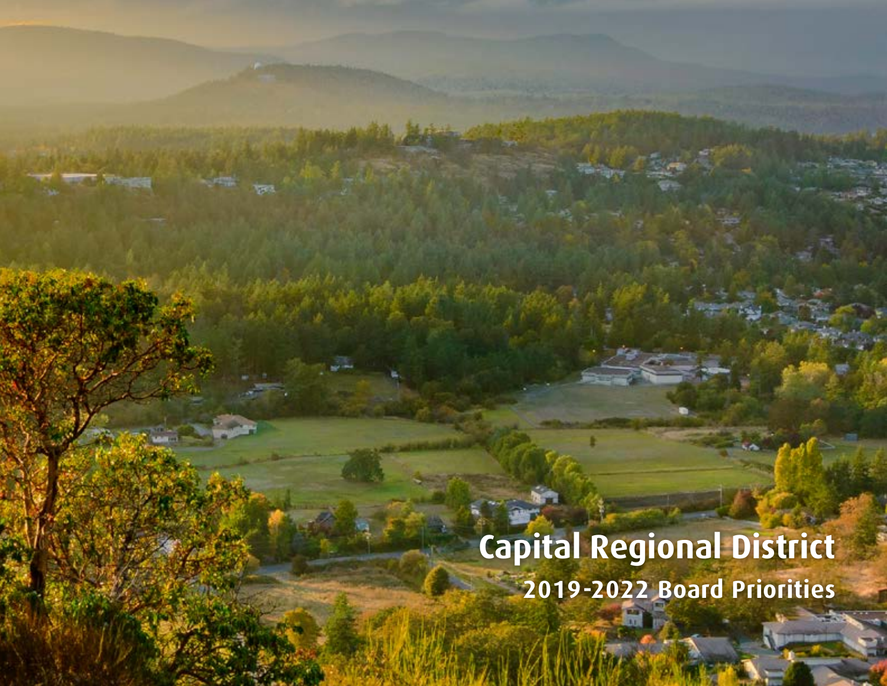# Capital Regional District

## 2019-2022 Board Priorities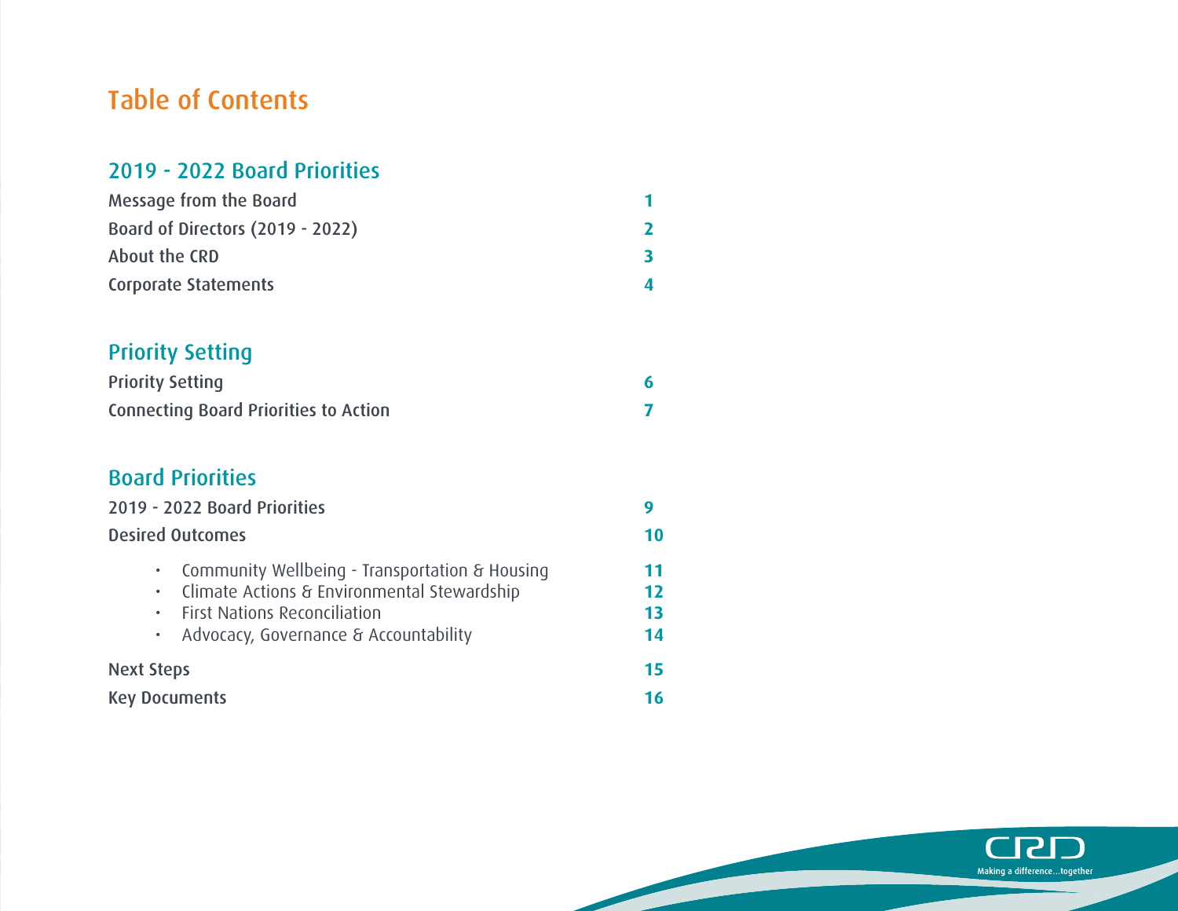# Table of Contents

## 2019 - 2022 Board Priorities

| | |
|---|---|
| Message from the Board | 1 |
| Board of Directors (2019 - 2022) | 2 |
| About the CRD | 3 |
| Corporate Statements | 4 |

## Priority Setting

| | |
|---|---|
| Priority Setting | 6 |
| Connecting Board Priorities to Action | 7 |

## Board Priorities

| | |
|---|---|
| 2019 - 2022 Board Priorities | 9 |
| Desired Outcomes | 10 |
| • Community Wellbeing - Transportation & Housing | 11 |
| • Climate Actions & Environmental Stewardship | 12 |
| • First Nations Reconciliation | 13 |
| • Advocacy, Governance & Accountability | 14 |
| Next Steps | 15 |
| Key Documents | 16 |

CRD
Making a difference...together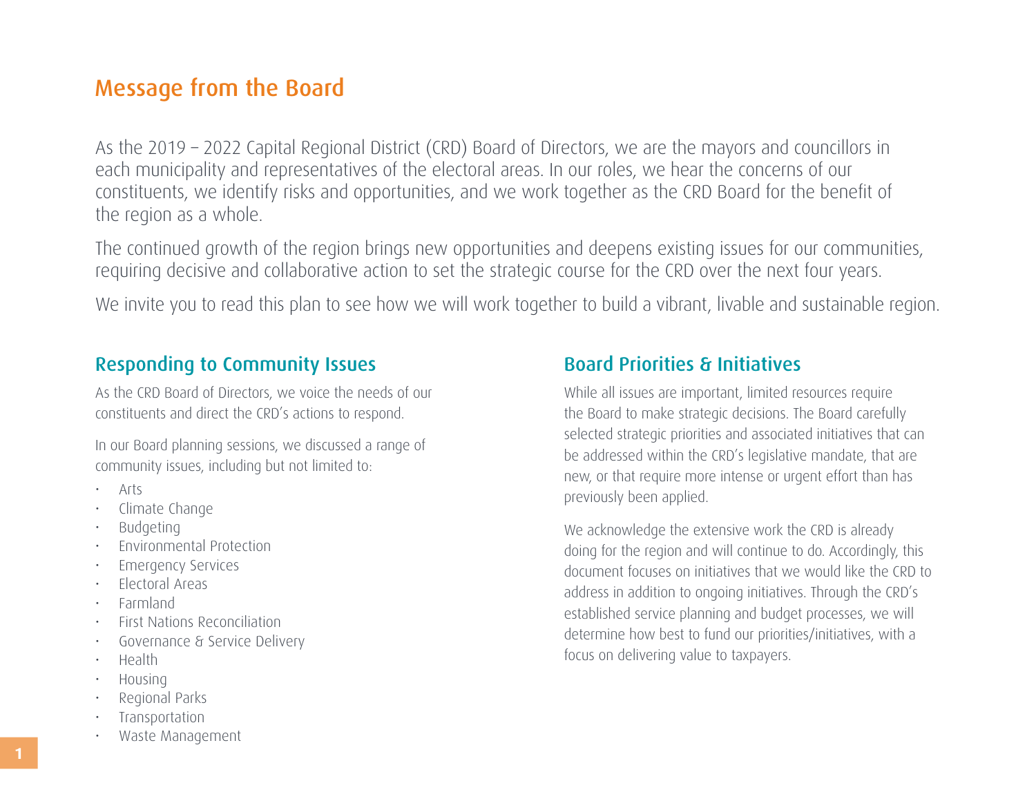# Message from the Board

As the 2019 – 2022 Capital Regional District (CRD) Board of Directors, we are the mayors and councillors in each municipality and representatives of the electoral areas. In our roles, we hear the concerns of our constituents, we identify risks and opportunities, and we work together as the CRD Board for the benefit of the region as a whole.

The continued growth of the region brings new opportunities and deepens existing issues for our communities, requiring decisive and collaborative action to set the strategic course for the CRD over the next four years.

We invite you to read this plan to see how we will work together to build a vibrant, livable and sustainable region.

## Responding to Community Issues

As the CRD Board of Directors, we voice the needs of our constituents and direct the CRD's actions to respond.

In our Board planning sessions, we discussed a range of community issues, including but not limited to:

- Arts
- Climate Change
- Budgeting
- Environmental Protection
- Emergency Services
- Electoral Areas
- Farmland
- First Nations Reconciliation
- Governance & Service Delivery
- Health
- Housing
- Regional Parks
- Transportation
- Waste Management

## Board Priorities & Initiatives

While all issues are important, limited resources require the Board to make strategic decisions. The Board carefully selected strategic priorities and associated initiatives that can be addressed within the CRD's legislative mandate, that are new, or that require more intense or urgent effort than has previously been applied.

We acknowledge the extensive work the CRD is already doing for the region and will continue to do. Accordingly, this document focuses on initiatives that we would like the CRD to address in addition to ongoing initiatives. Through the CRD's established service planning and budget processes, we will determine how best to fund our priorities/initiatives, with a focus on delivering value to taxpayers.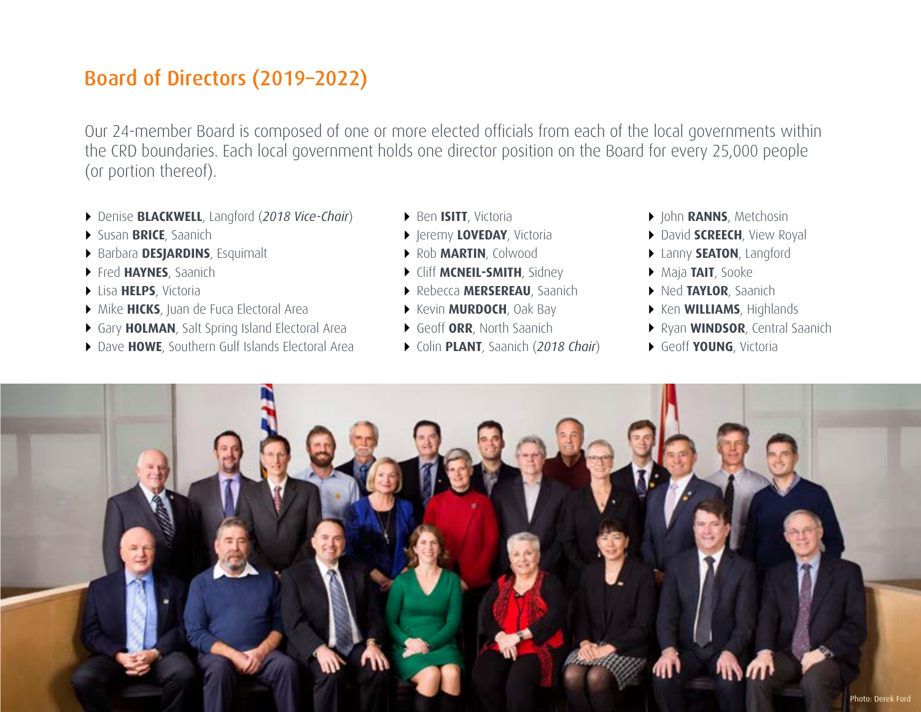## Board of Directors (2019–2022)

Our 24-member Board is composed of one or more elected officials from each of the local governments within the CRD boundaries. Each local government holds one director position on the Board for every 25,000 people (or portion thereof).

- Denise **BLACKWELL**, Langford (*2018 Vice-Chair*)
- Susan **BRICE**, Saanich
- Barbara **DESJARDINS**, Esquimalt
- Fred **HAYNES**, Saanich
- Lisa **HELPS**, Victoria
- Mike **HICKS**, Juan de Fuca Electoral Area
- Gary **HOLMAN**, Salt Spring Island Electoral Area
- Dave **HOWE**, Southern Gulf Islands Electoral Area
- Ben **ISITT**, Victoria
- Jeremy **LOVEDAY**, Victoria
- Rob **MARTIN**, Colwood
- Cliff **MCNEIL-SMITH**, Sidney
- Rebecca **MERSEREAU**, Saanich
- Kevin **MURDOCH**, Oak Bay
- Geoff **ORR**, North Saanich
- Colin **PLANT**, Saanich (*2018 Chair*)
- John **RANNS**, Metchosin
- David **SCREECH**, View Royal
- Lanny **SEATON**, Langford
- Maja **TAIT**, Sooke
- Ned **TAYLOR**, Saanich
- Ken **WILLIAMS**, Highlands
- Ryan **WINDSOR**, Central Saanich
- Geoff **YOUNG**, Victoria

Photo: Derek Ford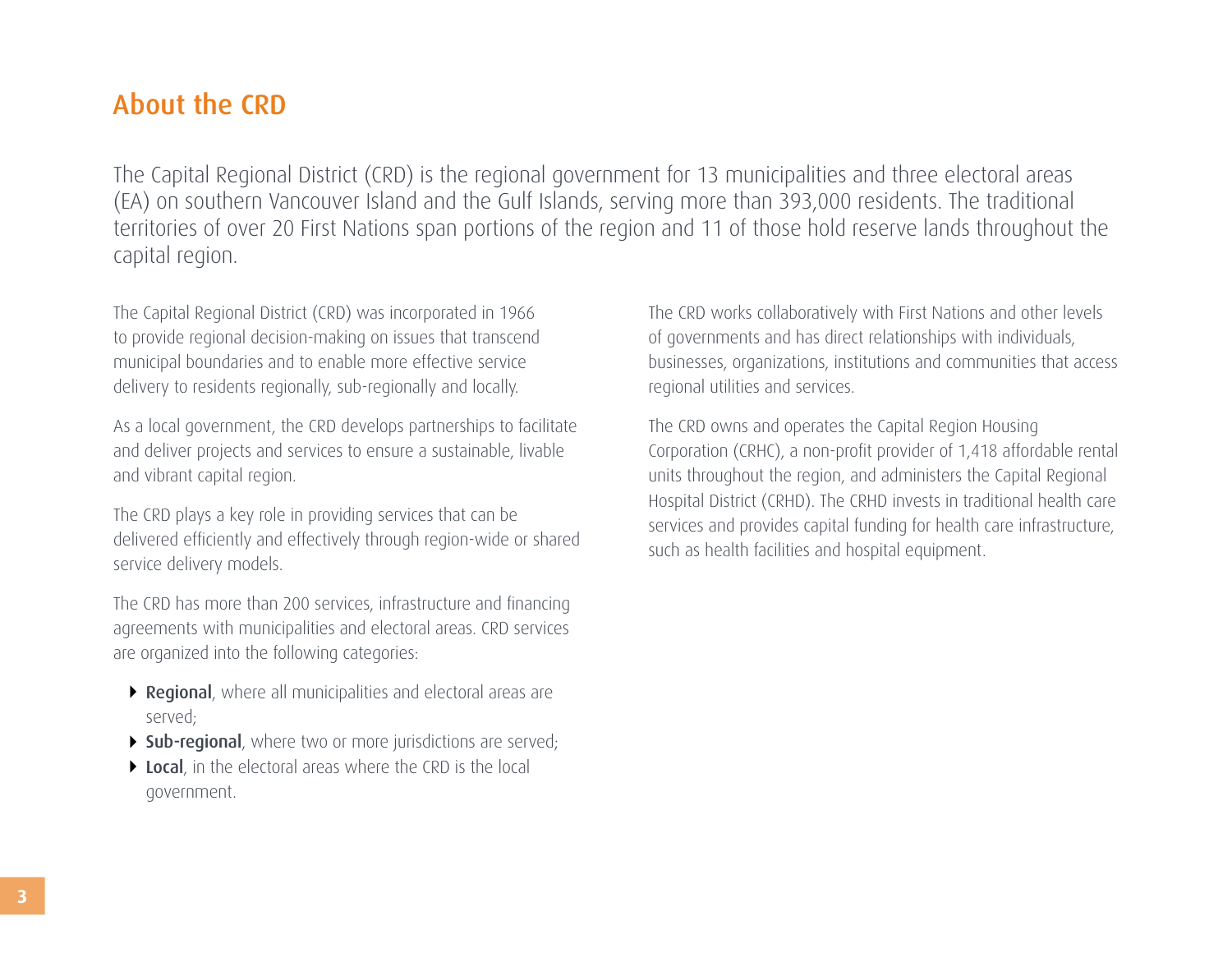# About the CRD

The Capital Regional District (CRD) is the regional government for 13 municipalities and three electoral areas (EA) on southern Vancouver Island and the Gulf Islands, serving more than 393,000 residents. The traditional territories of over 20 First Nations span portions of the region and 11 of those hold reserve lands throughout the capital region.

The Capital Regional District (CRD) was incorporated in 1966 to provide regional decision-making on issues that transcend municipal boundaries and to enable more effective service delivery to residents regionally, sub-regionally and locally.

As a local government, the CRD develops partnerships to facilitate and deliver projects and services to ensure a sustainable, livable and vibrant capital region.

The CRD plays a key role in providing services that can be delivered efficiently and effectively through region-wide or shared service delivery models.

The CRD has more than 200 services, infrastructure and financing agreements with municipalities and electoral areas. CRD services are organized into the following categories:

- **Regional**, where all municipalities and electoral areas are served;
- **Sub-regional**, where two or more jurisdictions are served;
- **Local**, in the electoral areas where the CRD is the local government.

The CRD works collaboratively with First Nations and other levels of governments and has direct relationships with individuals, businesses, organizations, institutions and communities that access regional utilities and services.

The CRD owns and operates the Capital Region Housing Corporation (CRHC), a non-profit provider of 1,418 affordable rental units throughout the region, and administers the Capital Regional Hospital District (CRHD). The CRHD invests in traditional health care services and provides capital funding for health care infrastructure, such as health facilities and hospital equipment.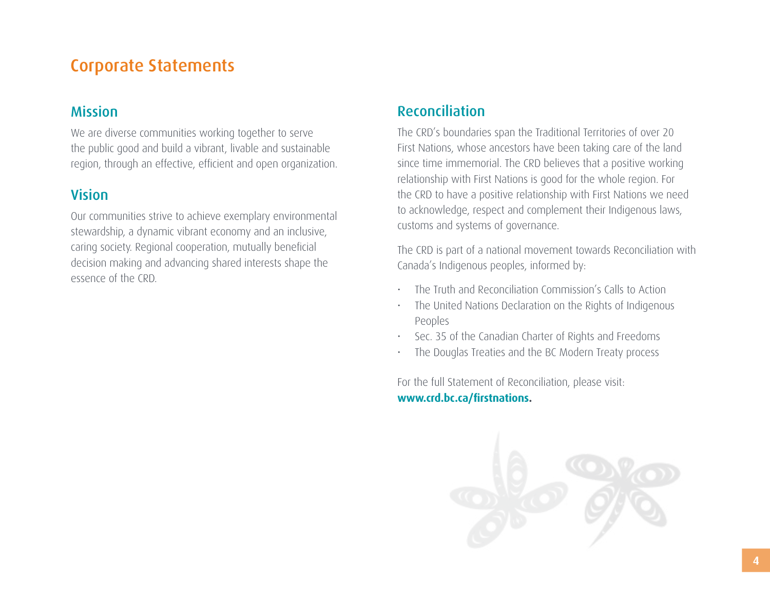# Corporate Statements

## Mission

We are diverse communities working together to serve the public good and build a vibrant, livable and sustainable region, through an effective, efficient and open organization.

## Vision

Our communities strive to achieve exemplary environmental stewardship, a dynamic vibrant economy and an inclusive, caring society. Regional cooperation, mutually beneficial decision making and advancing shared interests shape the essence of the CRD.

## Reconciliation

The CRD's boundaries span the Traditional Territories of over 20 First Nations, whose ancestors have been taking care of the land since time immemorial. The CRD believes that a positive working relationship with First Nations is good for the whole region. For the CRD to have a positive relationship with First Nations we need to acknowledge, respect and complement their Indigenous laws, customs and systems of governance.

The CRD is part of a national movement towards Reconciliation with Canada's Indigenous peoples, informed by:

- The Truth and Reconciliation Commission's Calls to Action
- The United Nations Declaration on the Rights of Indigenous Peoples
- Sec. 35 of the Canadian Charter of Rights and Freedoms
- The Douglas Treaties and the BC Modern Treaty process

For the full Statement of Reconciliation, please visit:
**www.crd.bc.ca/firstnations.**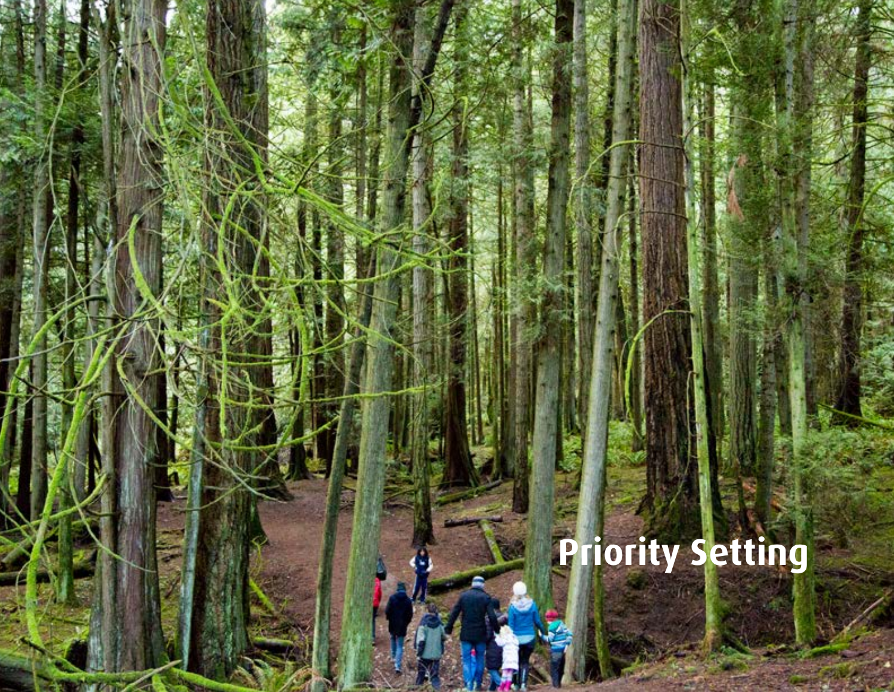# Priority Setting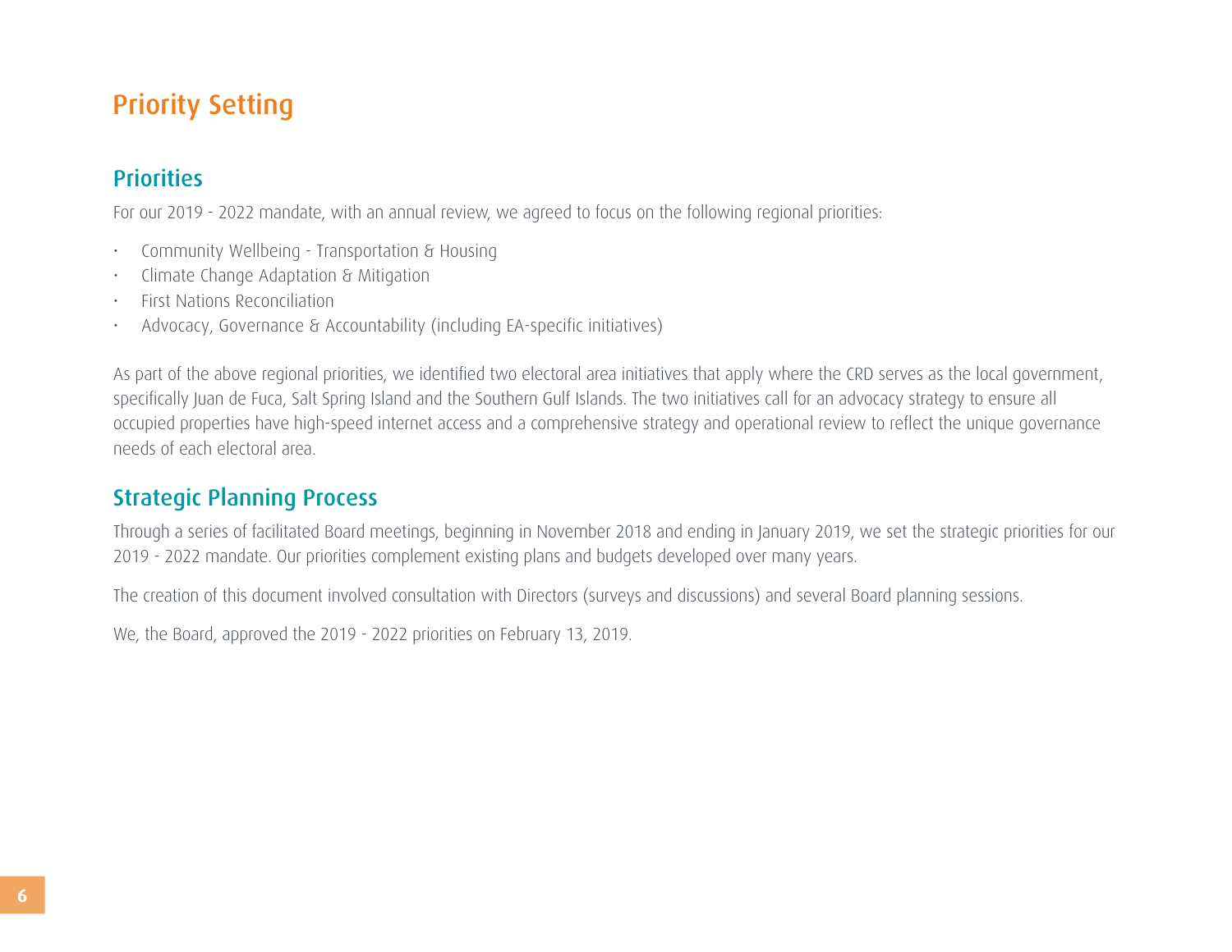# Priority Setting

## Priorities

For our 2019 - 2022 mandate, with an annual review, we agreed to focus on the following regional priorities:

- Community Wellbeing - Transportation & Housing
- Climate Change Adaptation & Mitigation
- First Nations Reconciliation
- Advocacy, Governance & Accountability (including EA-specific initiatives)

As part of the above regional priorities, we identified two electoral area initiatives that apply where the CRD serves as the local government, specifically Juan de Fuca, Salt Spring Island and the Southern Gulf Islands. The two initiatives call for an advocacy strategy to ensure all occupied properties have high-speed internet access and a comprehensive strategy and operational review to reflect the unique governance needs of each electoral area.

## Strategic Planning Process

Through a series of facilitated Board meetings, beginning in November 2018 and ending in January 2019, we set the strategic priorities for our 2019 - 2022 mandate. Our priorities complement existing plans and budgets developed over many years.

The creation of this document involved consultation with Directors (surveys and discussions) and several Board planning sessions.

We, the Board, approved the 2019 - 2022 priorities on February 13, 2019.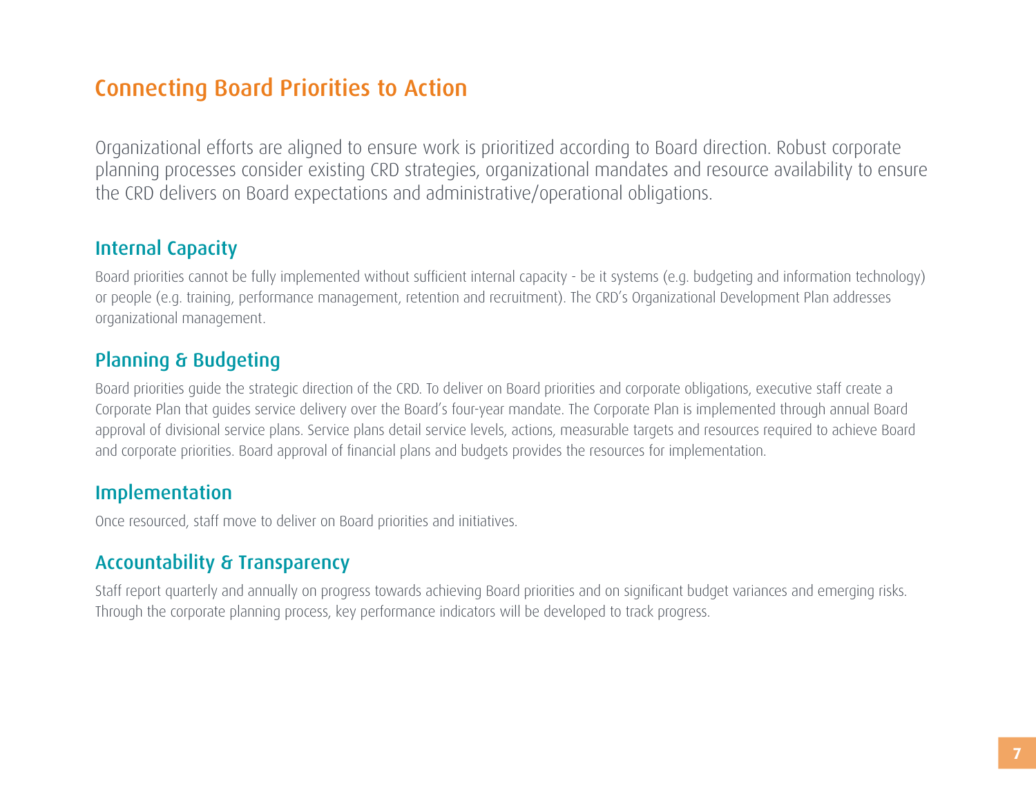# Connecting Board Priorities to Action

Organizational efforts are aligned to ensure work is prioritized according to Board direction. Robust corporate planning processes consider existing CRD strategies, organizational mandates and resource availability to ensure the CRD delivers on Board expectations and administrative/operational obligations.

## Internal Capacity

Board priorities cannot be fully implemented without sufficient internal capacity - be it systems (e.g. budgeting and information technology) or people (e.g. training, performance management, retention and recruitment). The CRD's Organizational Development Plan addresses organizational management.

## Planning & Budgeting

Board priorities guide the strategic direction of the CRD. To deliver on Board priorities and corporate obligations, executive staff create a Corporate Plan that guides service delivery over the Board's four-year mandate. The Corporate Plan is implemented through annual Board approval of divisional service plans. Service plans detail service levels, actions, measurable targets and resources required to achieve Board and corporate priorities. Board approval of financial plans and budgets provides the resources for implementation.

## Implementation

Once resourced, staff move to deliver on Board priorities and initiatives.

## Accountability & Transparency

Staff report quarterly and annually on progress towards achieving Board priorities and on significant budget variances and emerging risks. Through the corporate planning process, key performance indicators will be developed to track progress.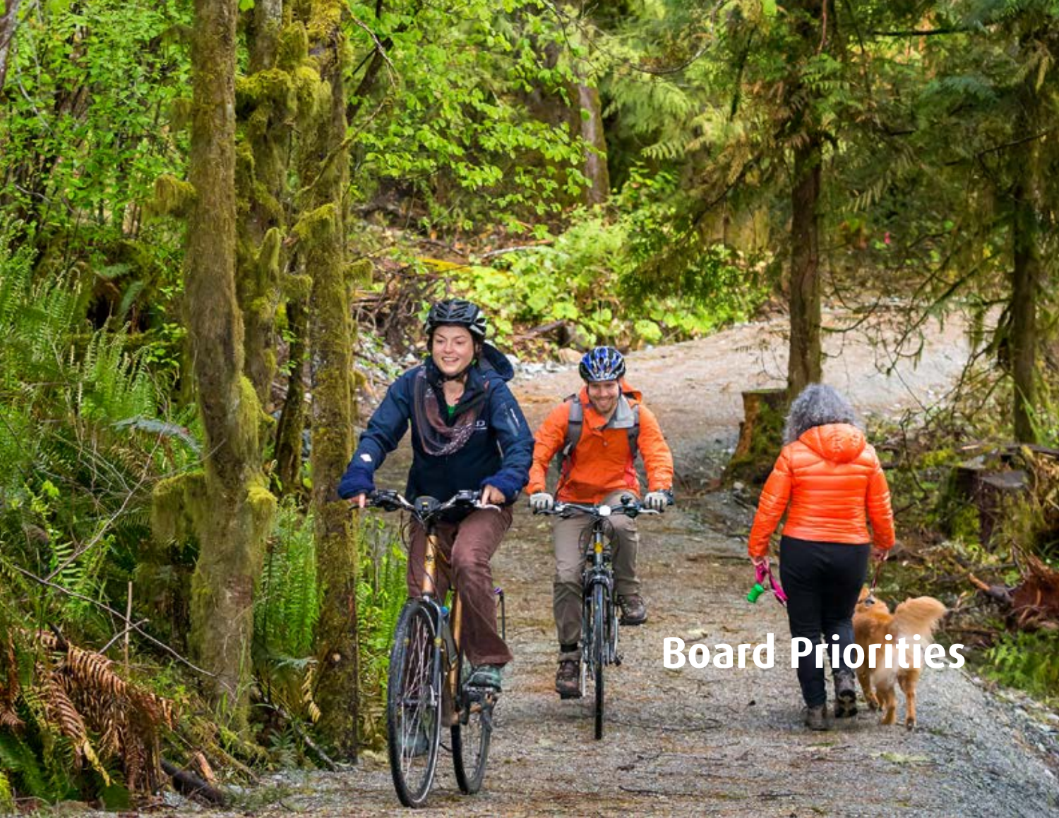# Board Priorities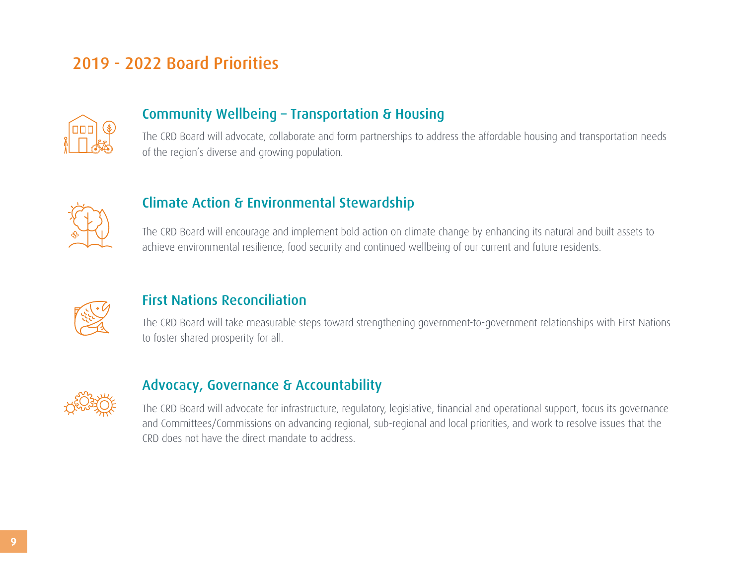# 2019 - 2022 Board Priorities

## Community Wellbeing – Transportation & Housing

The CRD Board will advocate, collaborate and form partnerships to address the affordable housing and transportation needs of the region's diverse and growing population.

## Climate Action & Environmental Stewardship

The CRD Board will encourage and implement bold action on climate change by enhancing its natural and built assets to achieve environmental resilience, food security and continued wellbeing of our current and future residents.

## First Nations Reconciliation

The CRD Board will take measurable steps toward strengthening government-to-government relationships with First Nations to foster shared prosperity for all.

## Advocacy, Governance & Accountability

The CRD Board will advocate for infrastructure, regulatory, legislative, financial and operational support, focus its governance and Committees/Commissions on advancing regional, sub-regional and local priorities, and work to resolve issues that the CRD does not have the direct mandate to address.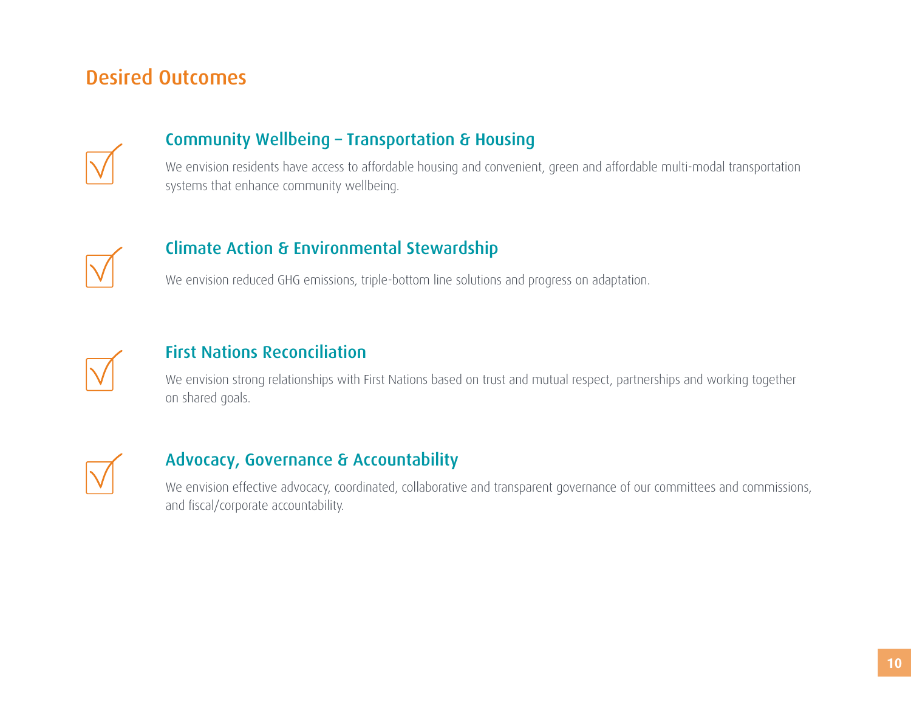## Desired Outcomes

### Community Wellbeing – Transportation & Housing

We envision residents have access to affordable housing and convenient, green and affordable multi-modal transportation systems that enhance community wellbeing.

### Climate Action & Environmental Stewardship

We envision reduced GHG emissions, triple-bottom line solutions and progress on adaptation.

### First Nations Reconciliation

We envision strong relationships with First Nations based on trust and mutual respect, partnerships and working together on shared goals.

### Advocacy, Governance & Accountability

We envision effective advocacy, coordinated, collaborative and transparent governance of our committees and commissions, and fiscal/corporate accountability.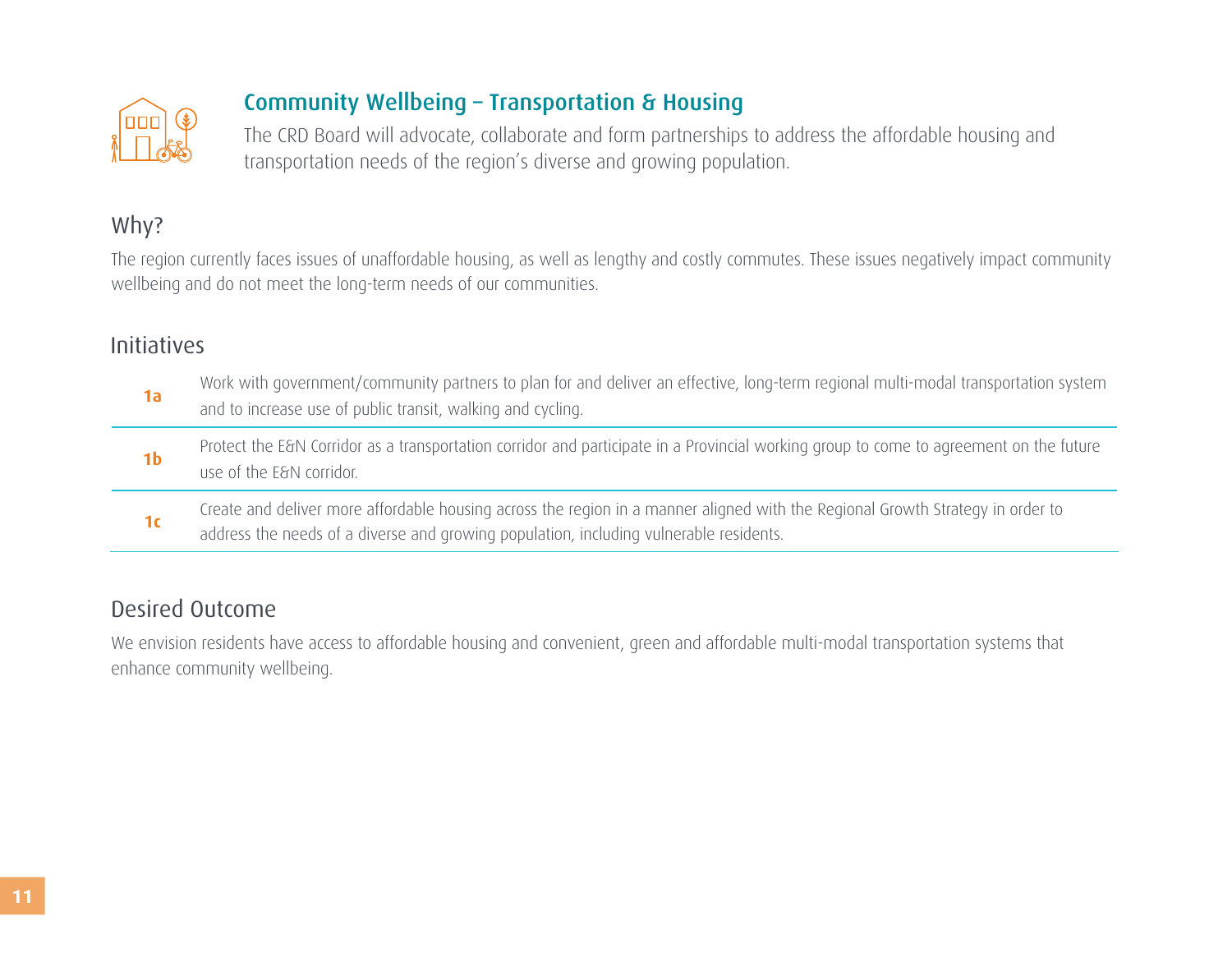## Community Wellbeing – Transportation & Housing

The CRD Board will advocate, collaborate and form partnerships to address the affordable housing and transportation needs of the region's diverse and growing population.

### Why?

The region currently faces issues of unaffordable housing, as well as lengthy and costly commutes. These issues negatively impact community wellbeing and do not meet the long-term needs of our communities.

### Initiatives

| | |
|---|---|
| **1a** | Work with government/community partners to plan for and deliver an effective, long-term regional multi-modal transportation system and to increase use of public transit, walking and cycling. |
| **1b** | Protect the E&N Corridor as a transportation corridor and participate in a Provincial working group to come to agreement on the future use of the E&N corridor. |
| **1c** | Create and deliver more affordable housing across the region in a manner aligned with the Regional Growth Strategy in order to address the needs of a diverse and growing population, including vulnerable residents. |

### Desired Outcome

We envision residents have access to affordable housing and convenient, green and affordable multi-modal transportation systems that enhance community wellbeing.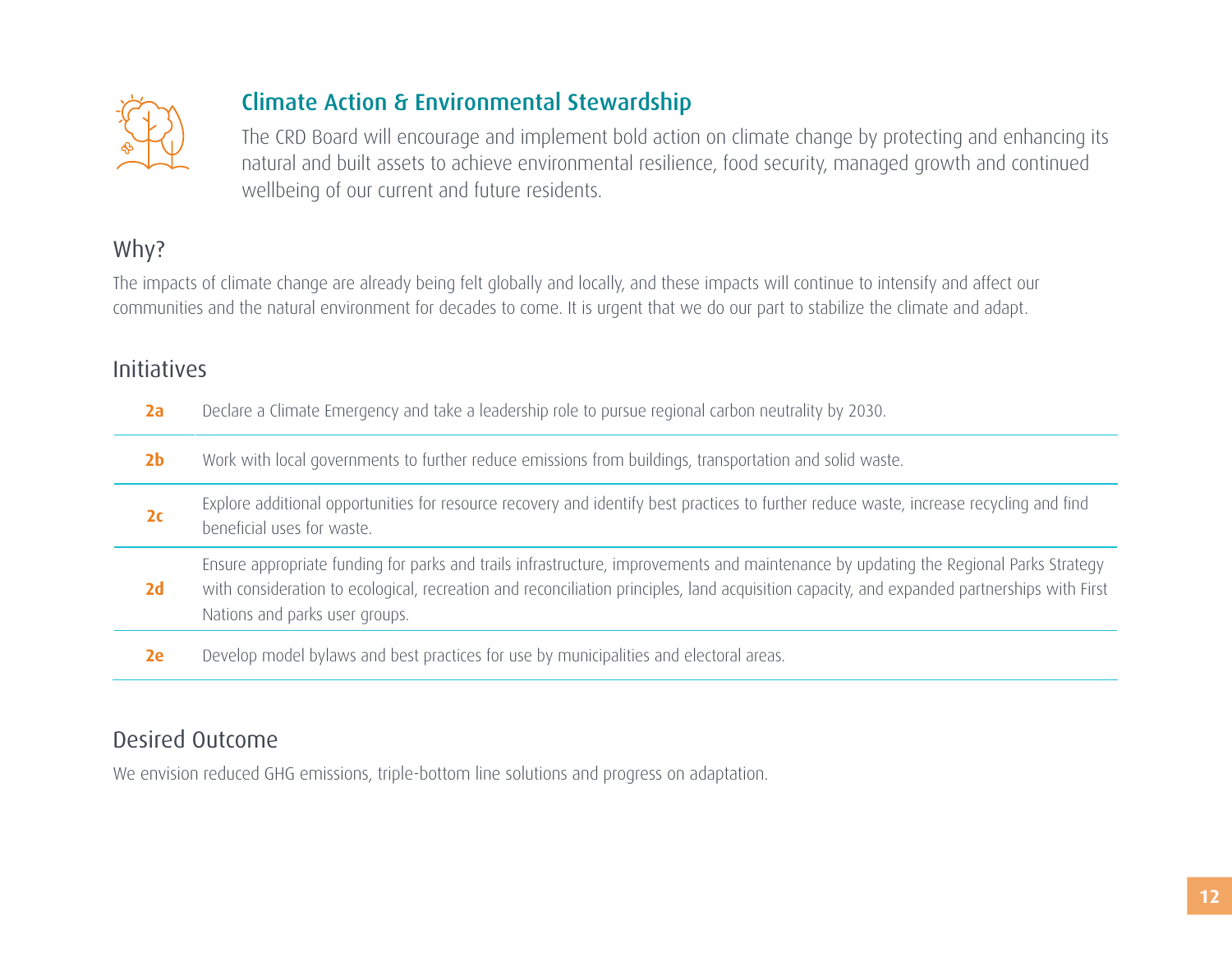## Climate Action & Environmental Stewardship

The CRD Board will encourage and implement bold action on climate change by protecting and enhancing its natural and built assets to achieve environmental resilience, food security, managed growth and continued wellbeing of our current and future residents.

### Why?

The impacts of climate change are already being felt globally and locally, and these impacts will continue to intensify and affect our communities and the natural environment for decades to come. It is urgent that we do our part to stabilize the climate and adapt.

### Initiatives

| | |
|---|---|
| **2a** | Declare a Climate Emergency and take a leadership role to pursue regional carbon neutrality by 2030. |
| **2b** | Work with local governments to further reduce emissions from buildings, transportation and solid waste. |
| **2c** | Explore additional opportunities for resource recovery and identify best practices to further reduce waste, increase recycling and find beneficial uses for waste. |
| **2d** | Ensure appropriate funding for parks and trails infrastructure, improvements and maintenance by updating the Regional Parks Strategy with consideration to ecological, recreation and reconciliation principles, land acquisition capacity, and expanded partnerships with First Nations and parks user groups. |
| **2e** | Develop model bylaws and best practices for use by municipalities and electoral areas. |

### Desired Outcome

We envision reduced GHG emissions, triple-bottom line solutions and progress on adaptation.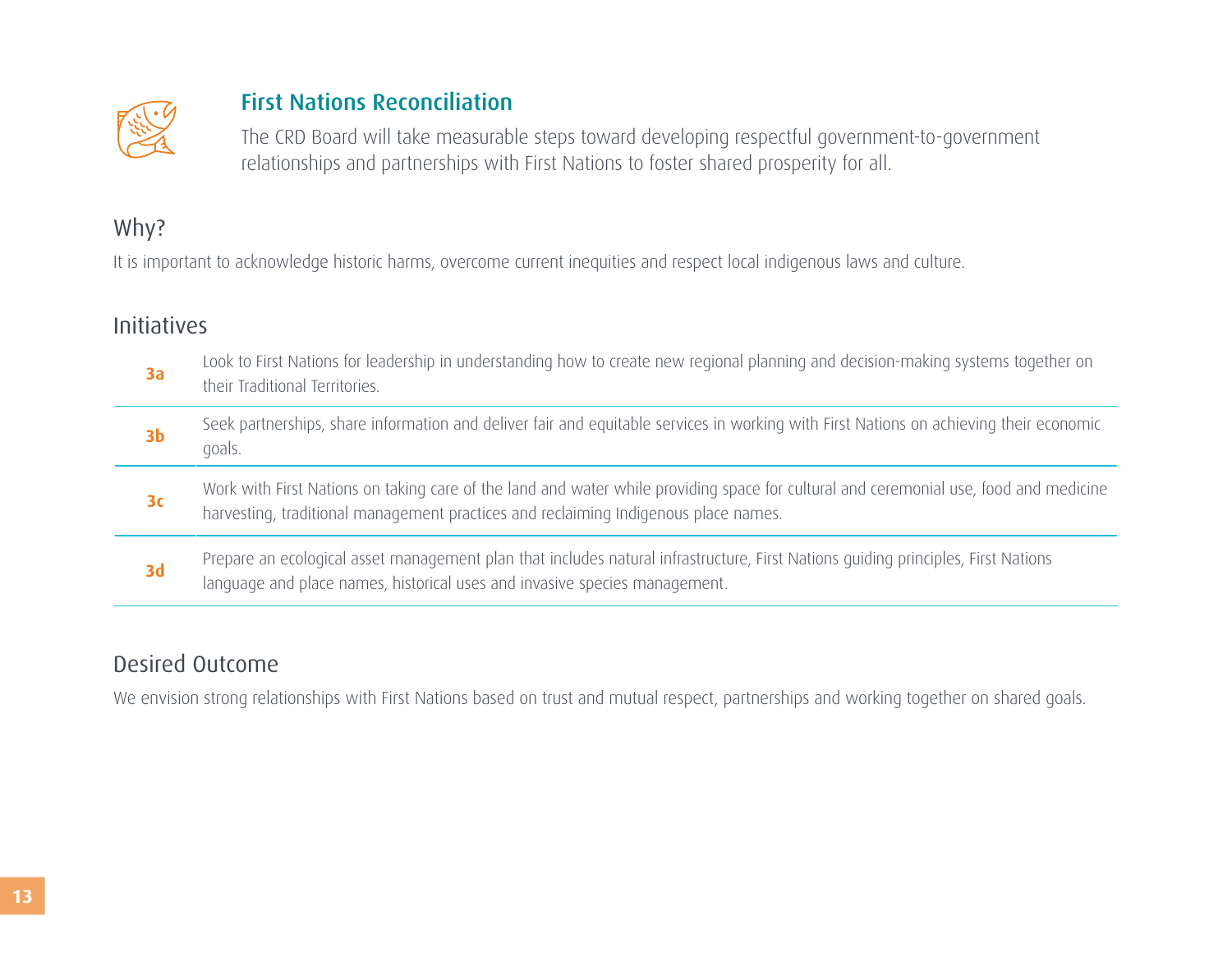## First Nations Reconciliation

The CRD Board will take measurable steps toward developing respectful government-to-government relationships and partnerships with First Nations to foster shared prosperity for all.

### Why?

It is important to acknowledge historic harms, overcome current inequities and respect local indigenous laws and culture.

### Initiatives

| | |
|---|---|
| **3a** | Look to First Nations for leadership in understanding how to create new regional planning and decision-making systems together on their Traditional Territories. |
| **3b** | Seek partnerships, share information and deliver fair and equitable services in working with First Nations on achieving their economic goals. |
| **3c** | Work with First Nations on taking care of the land and water while providing space for cultural and ceremonial use, food and medicine harvesting, traditional management practices and reclaiming Indigenous place names. |
| **3d** | Prepare an ecological asset management plan that includes natural infrastructure, First Nations guiding principles, First Nations language and place names, historical uses and invasive species management. |

### Desired Outcome

We envision strong relationships with First Nations based on trust and mutual respect, partnerships and working together on shared goals.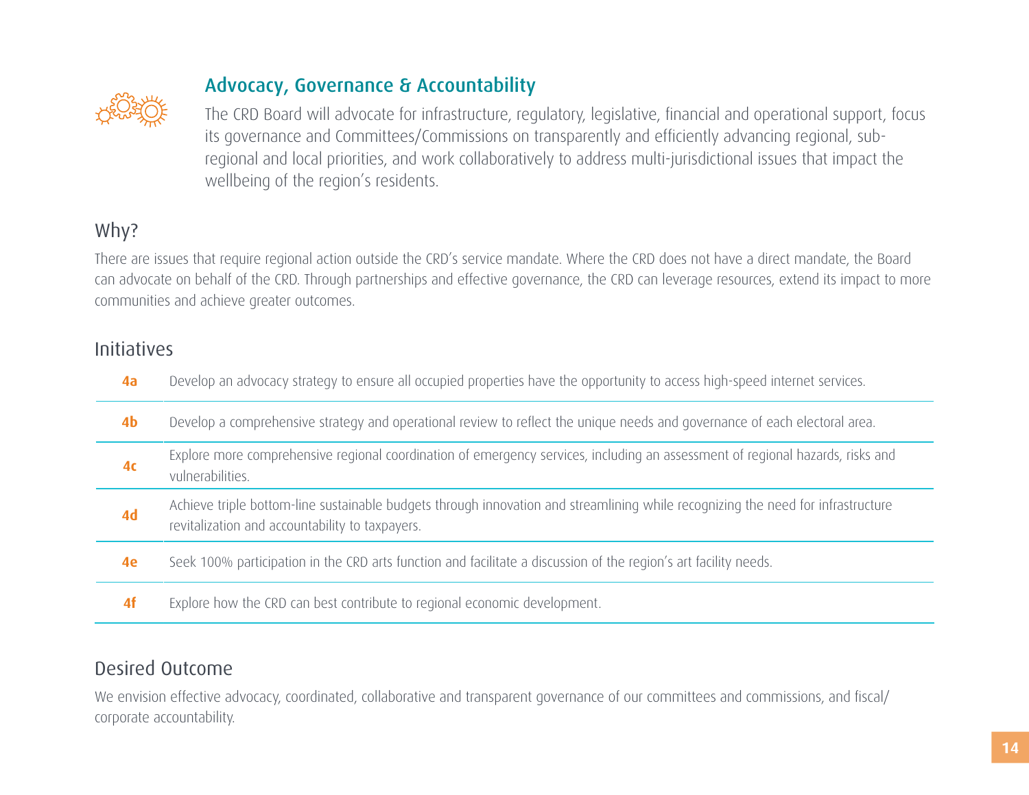## Advocacy, Governance & Accountability

The CRD Board will advocate for infrastructure, regulatory, legislative, financial and operational support, focus its governance and Committees/Commissions on transparently and efficiently advancing regional, sub-regional and local priorities, and work collaboratively to address multi-jurisdictional issues that impact the wellbeing of the region's residents.

### Why?

There are issues that require regional action outside the CRD's service mandate. Where the CRD does not have a direct mandate, the Board can advocate on behalf of the CRD. Through partnerships and effective governance, the CRD can leverage resources, extend its impact to more communities and achieve greater outcomes.

### Initiatives

| | |
|---|---|
| **4a** | Develop an advocacy strategy to ensure all occupied properties have the opportunity to access high-speed internet services. |
| **4b** | Develop a comprehensive strategy and operational review to reflect the unique needs and governance of each electoral area. |
| **4c** | Explore more comprehensive regional coordination of emergency services, including an assessment of regional hazards, risks and vulnerabilities. |
| **4d** | Achieve triple bottom-line sustainable budgets through innovation and streamlining while recognizing the need for infrastructure revitalization and accountability to taxpayers. |
| **4e** | Seek 100% participation in the CRD arts function and facilitate a discussion of the region's art facility needs. |
| **4f** | Explore how the CRD can best contribute to regional economic development. |

### Desired Outcome

We envision effective advocacy, coordinated, collaborative and transparent governance of our committees and commissions, and fiscal/corporate accountability.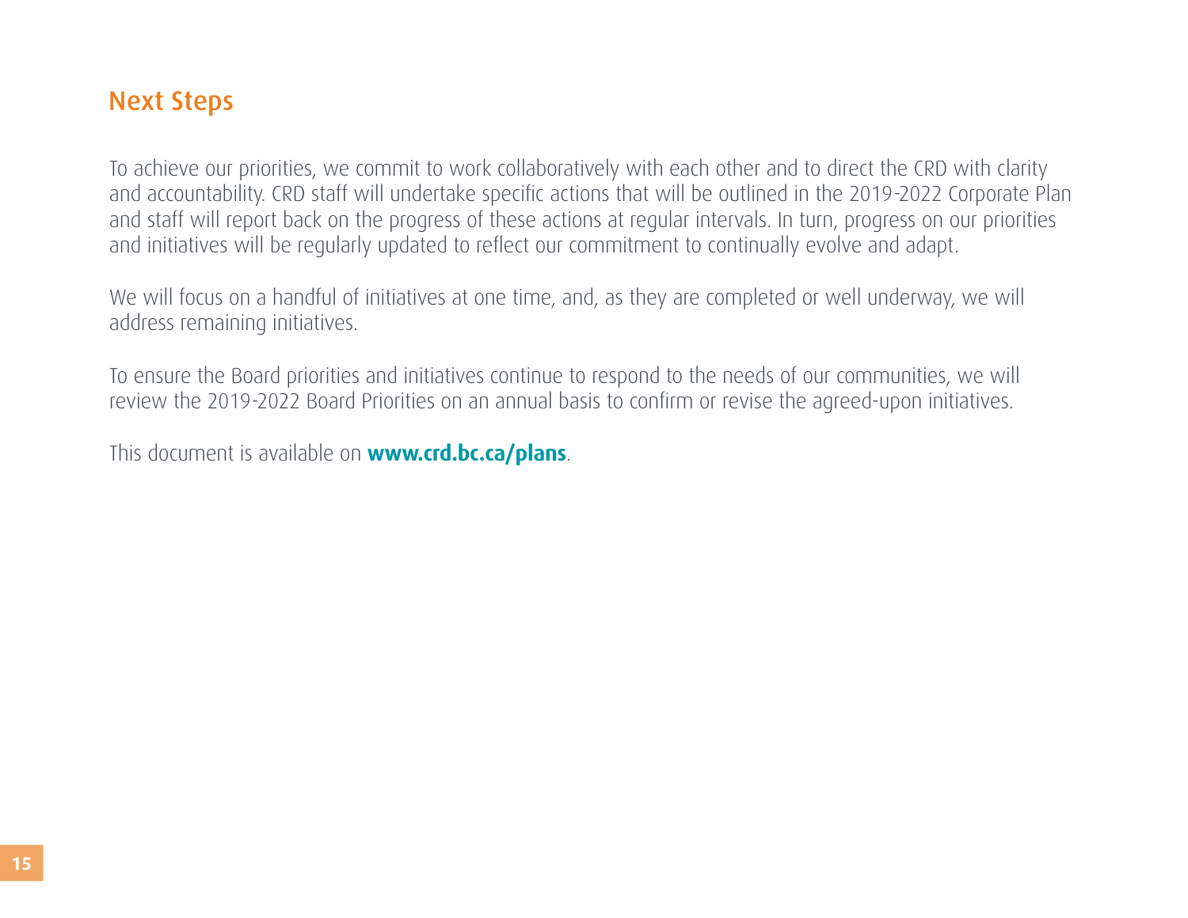## Next Steps

To achieve our priorities, we commit to work collaboratively with each other and to direct the CRD with clarity and accountability. CRD staff will undertake specific actions that will be outlined in the 2019-2022 Corporate Plan and staff will report back on the progress of these actions at regular intervals. In turn, progress on our priorities and initiatives will be regularly updated to reflect our commitment to continually evolve and adapt.

We will focus on a handful of initiatives at one time, and, as they are completed or well underway, we will address remaining initiatives.

To ensure the Board priorities and initiatives continue to respond to the needs of our communities, we will review the 2019-2022 Board Priorities on an annual basis to confirm or revise the agreed-upon initiatives.

This document is available on **www.crd.bc.ca/plans**.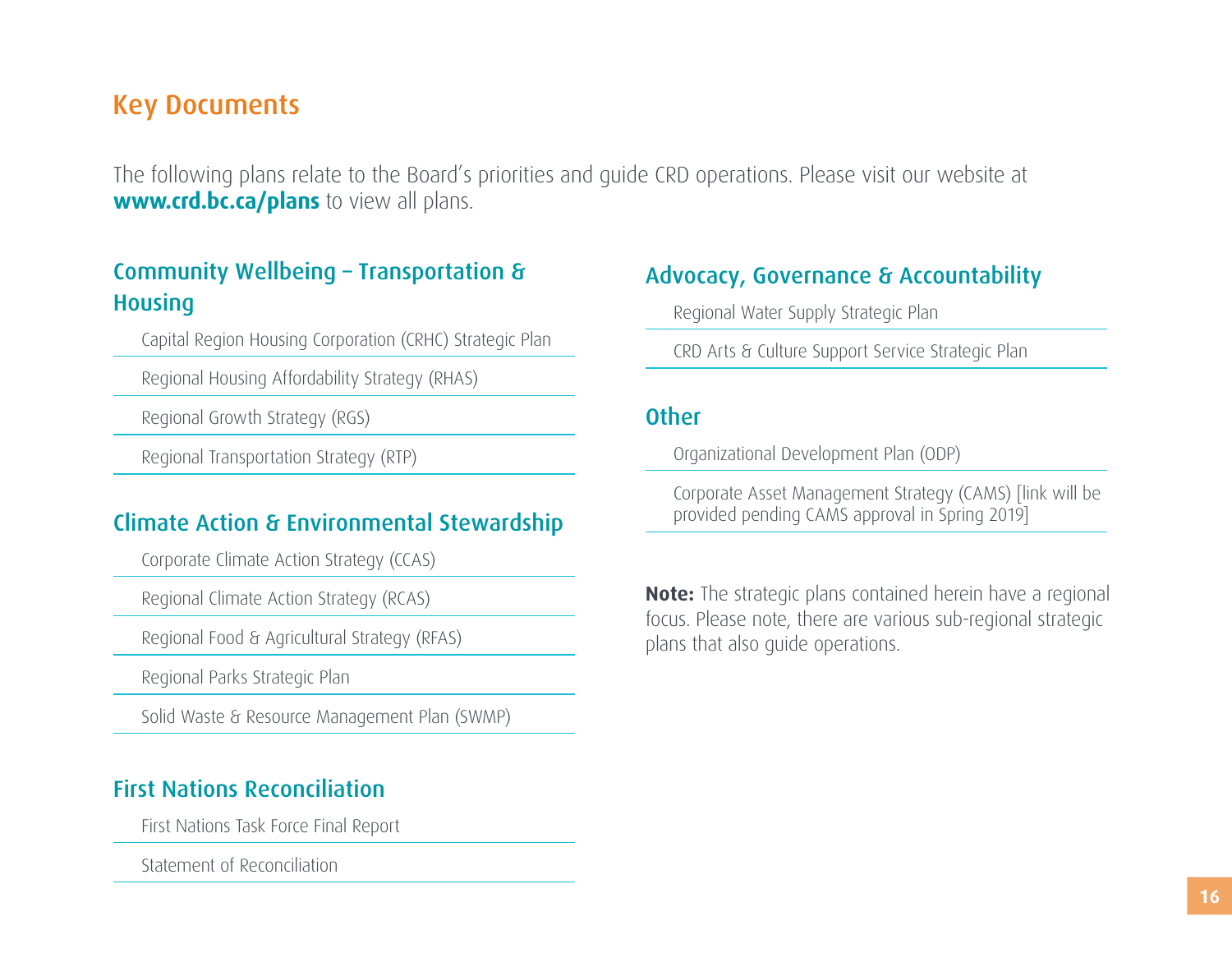# Key Documents

The following plans relate to the Board's priorities and guide CRD operations. Please visit our website at **www.crd.bc.ca/plans** to view all plans.

## Community Wellbeing – Transportation & Housing

- Capital Region Housing Corporation (CRHC) Strategic Plan
- Regional Housing Affordability Strategy (RHAS)
- Regional Growth Strategy (RGS)
- Regional Transportation Strategy (RTP)

## Climate Action & Environmental Stewardship

- Corporate Climate Action Strategy (CCAS)
- Regional Climate Action Strategy (RCAS)
- Regional Food & Agricultural Strategy (RFAS)
- Regional Parks Strategic Plan
- Solid Waste & Resource Management Plan (SWMP)

## First Nations Reconciliation

- First Nations Task Force Final Report
- Statement of Reconciliation

## Advocacy, Governance & Accountability

- Regional Water Supply Strategic Plan
- CRD Arts & Culture Support Service Strategic Plan

## Other

- Organizational Development Plan (ODP)
- Corporate Asset Management Strategy (CAMS) [link will be provided pending CAMS approval in Spring 2019]

**Note:** The strategic plans contained herein have a regional focus. Please note, there are various sub-regional strategic plans that also guide operations.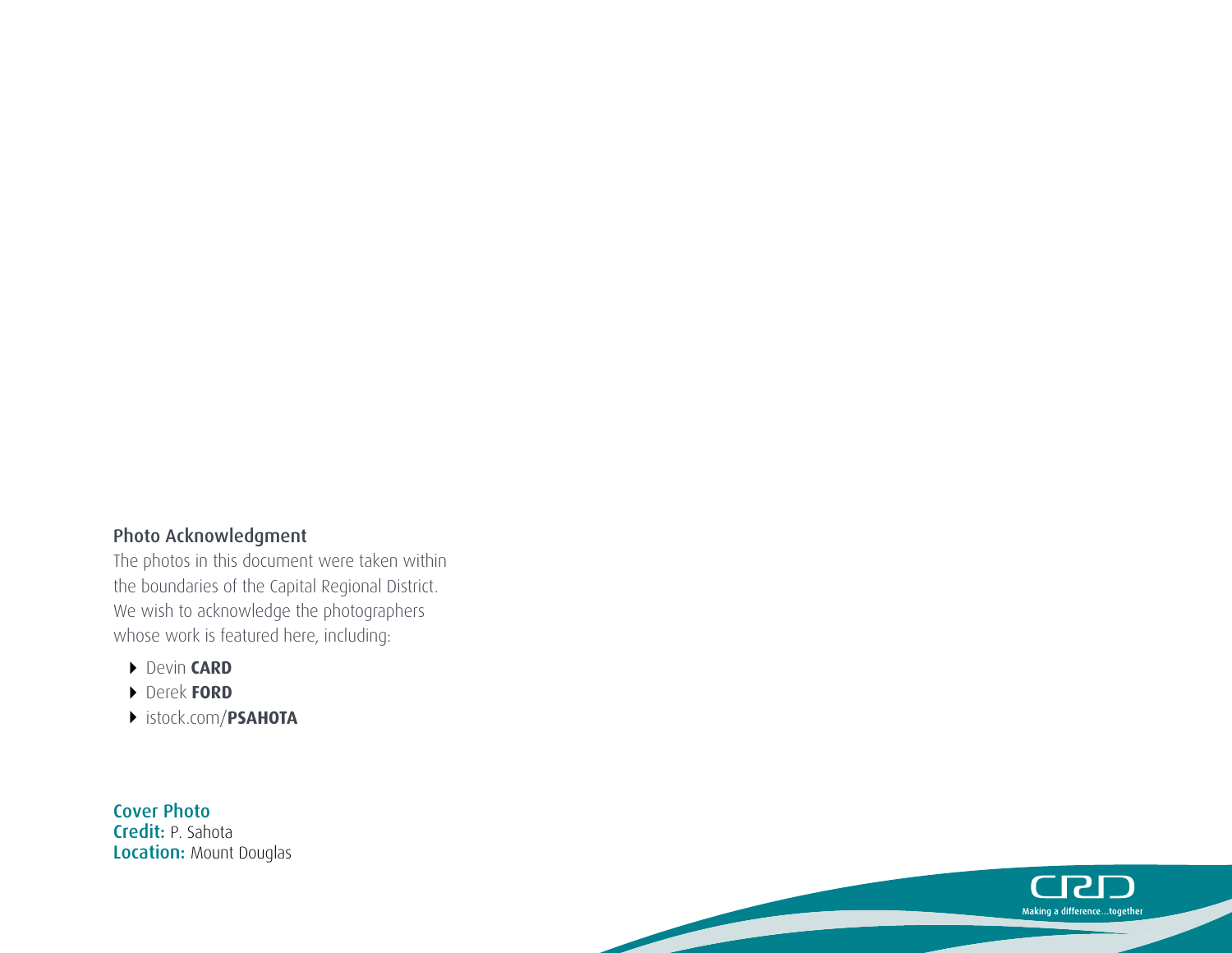## Photo Acknowledgment

The photos in this document were taken within the boundaries of the Capital Regional District. We wish to acknowledge the photographers whose work is featured here, including:

- Devin **CARD**
- Derek **FORD**
- istock.com/**PSAHOTA**

**Cover Photo**
**Credit:** P. Sahota
**Location:** Mount Douglas

CRD
Making a difference...together